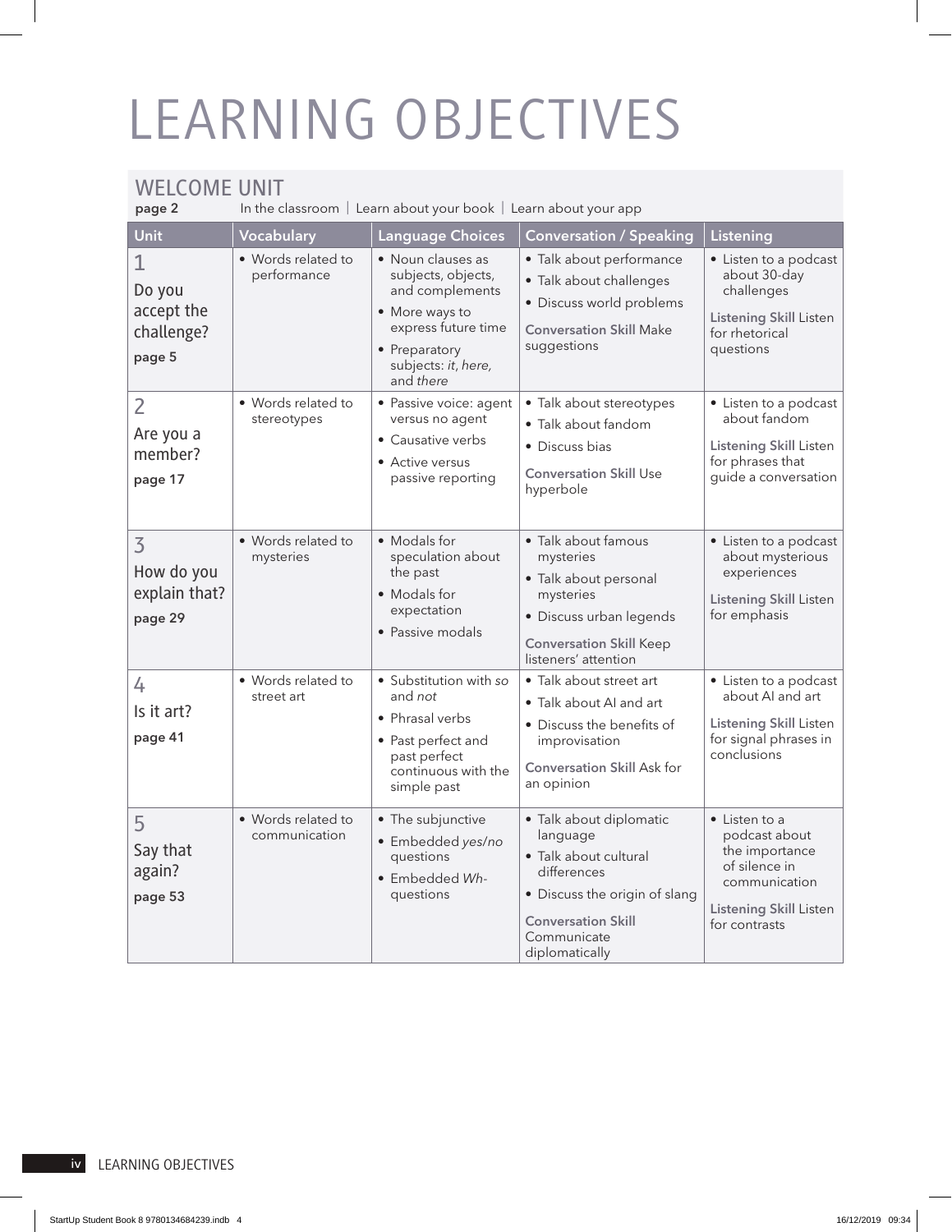# LEARNING OBJECTIVES

## WELCOME UNIT

**page 2** In the classroom | Learn about your book | Learn about your app

| Unit | Vocabulary | Language Choices | Conversation / Speaking | Listening |
|---|---|---|---|---|
| 1 Do you accept the challenge? **page 5** | • Words related to performance | • Noun clauses as subjects, objects, and complements<br>• More ways to express future time<br>• Preparatory subjects: *it*, *here*, and *there* | • Talk about performance<br>• Talk about challenges<br>• Discuss world problems<br>**Conversation Skill** Make suggestions | • Listen to a podcast about 30-day challenges<br>**Listening Skill** Listen for rhetorical questions |
| 2 Are you a member? **page 17** | • Words related to stereotypes | • Passive voice: agent versus no agent<br>• Causative verbs<br>• Active versus passive reporting | • Talk about stereotypes<br>• Talk about fandom<br>• Discuss bias<br>**Conversation Skill** Use hyperbole | • Listen to a podcast about fandom<br>**Listening Skill** Listen for phrases that guide a conversation |
| 3 How do you explain that? **page 29** | • Words related to mysteries | • Modals for speculation about the past<br>• Modals for expectation<br>• Passive modals | • Talk about famous mysteries<br>• Talk about personal mysteries<br>• Discuss urban legends<br>**Conversation Skill** Keep listeners' attention | • Listen to a podcast about mysterious experiences<br>**Listening Skill** Listen for emphasis |
| 4 Is it art? **page 41** | • Words related to street art | • Substitution with *so* and *not*<br>• Phrasal verbs<br>• Past perfect and past perfect continuous with the simple past | • Talk about street art<br>• Talk about AI and art<br>• Discuss the benefits of improvisation<br>**Conversation Skill** Ask for an opinion | • Listen to a podcast about AI and art<br>**Listening Skill** Listen for signal phrases in conclusions |
| 5 Say that again? **page 53** | • Words related to communication | • The subjunctive<br>• Embedded *yes/no* questions<br>• Embedded *Wh-* questions | • Talk about diplomatic language<br>• Talk about cultural differences<br>• Discuss the origin of slang<br>**Conversation Skill** Communicate diplomatically | • Listen to a podcast about the importance of silence in communication<br>**Listening Skill** Listen for contrasts |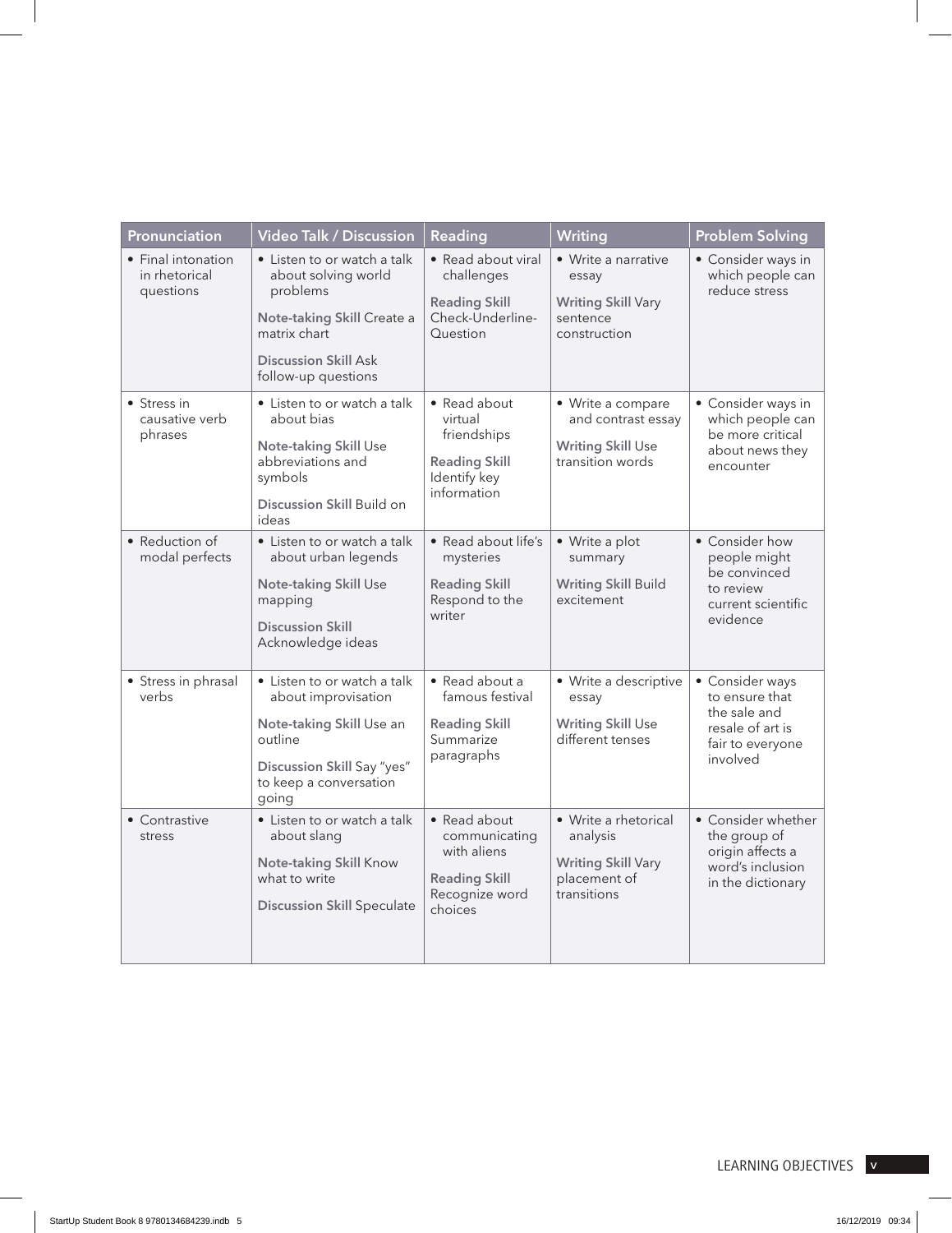| Pronunciation | Video Talk / Discussion | Reading | Writing | Problem Solving |
|---|---|---|---|---|
| • Final intonation in rhetorical questions | • Listen to or watch a talk about solving world problems<br>**Note-taking Skill** Create a matrix chart<br>**Discussion Skill** Ask follow-up questions | • Read about viral challenges<br>**Reading Skill** Check-Underline-Question | • Write a narrative essay<br>**Writing Skill** Vary sentence construction | • Consider ways in which people can reduce stress |
| • Stress in causative verb phrases | • Listen to or watch a talk about bias<br>**Note-taking Skill** Use abbreviations and symbols<br>**Discussion Skill** Build on ideas | • Read about virtual friendships<br>**Reading Skill** Identify key information | • Write a compare and contrast essay<br>**Writing Skill** Use transition words | • Consider ways in which people can be more critical about news they encounter |
| • Reduction of modal perfects | • Listen to or watch a talk about urban legends<br>**Note-taking Skill** Use mapping<br>**Discussion Skill** Acknowledge ideas | • Read about life's mysteries<br>**Reading Skill** Respond to the writer | • Write a plot summary<br>**Writing Skill** Build excitement | • Consider how people might be convinced to review current scientific evidence |
| • Stress in phrasal verbs | • Listen to or watch a talk about improvisation<br>**Note-taking Skill** Use an outline<br>**Discussion Skill** Say "yes" to keep a conversation going | • Read about a famous festival<br>**Reading Skill** Summarize paragraphs | • Write a descriptive essay<br>**Writing Skill** Use different tenses | • Consider ways to ensure that the sale and resale of art is fair to everyone involved |
| • Contrastive stress | • Listen to or watch a talk about slang<br>**Note-taking Skill** Know what to write<br>**Discussion Skill** Speculate | • Read about communicating with aliens<br>**Reading Skill** Recognize word choices | • Write a rhetorical analysis<br>**Writing Skill** Vary placement of transitions | • Consider whether the group of origin affects a word's inclusion in the dictionary |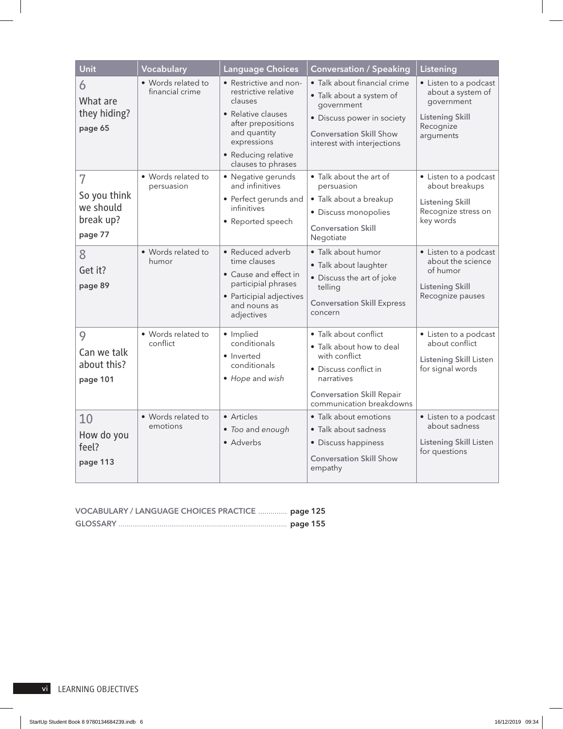| Unit | Vocabulary | Language Choices | Conversation / Speaking | Listening |
|---|---|---|---|---|
| 6 What are they hiding? **page 65** | • Words related to financial crime | • Restrictive and non-restrictive relative clauses<br>• Relative clauses after prepositions and quantity expressions<br>• Reducing relative clauses to phrases | • Talk about financial crime<br>• Talk about a system of government<br>• Discuss power in society<br>**Conversation Skill** Show interest with interjections | • Listen to a podcast about a system of government<br>**Listening Skill** Recognize arguments |
| 7 So you think we should break up? **page 77** | • Words related to persuasion | • Negative gerunds and infinitives<br>• Perfect gerunds and infinitives<br>• Reported speech | • Talk about the art of persuasion<br>• Talk about a breakup<br>• Discuss monopolies<br>**Conversation Skill** Negotiate | • Listen to a podcast about breakups<br>**Listening Skill** Recognize stress on key words |
| 8 Get it? **page 89** | • Words related to humor | • Reduced adverb time clauses<br>• Cause and effect in participial phrases<br>• Participial adjectives and nouns as adjectives | • Talk about humor<br>• Talk about laughter<br>• Discuss the art of joke telling<br>**Conversation Skill** Express concern | • Listen to a podcast about the science of humor<br>**Listening Skill** Recognize pauses |
| 9 Can we talk about this? **page 101** | • Words related to conflict | • Implied conditionals<br>• Inverted conditionals<br>• *Hope* and *wish* | • Talk about conflict<br>• Talk about how to deal with conflict<br>• Discuss conflict in narratives<br>**Conversation Skill** Repair communication breakdowns | • Listen to a podcast about conflict<br>**Listening Skill** Listen for signal words |
| 10 How do you feel? **page 113** | • Words related to emotions | • Articles<br>• *Too* and *enough*<br>• Adverbs | • Talk about emotions<br>• Talk about sadness<br>• Discuss happiness<br>**Conversation Skill** Show empathy | • Listen to a podcast about sadness<br>**Listening Skill** Listen for questions |

**VOCABULARY / LANGUAGE CHOICES PRACTICE** .............. **page 125**

**GLOSSARY** .................................................................................. **page 155**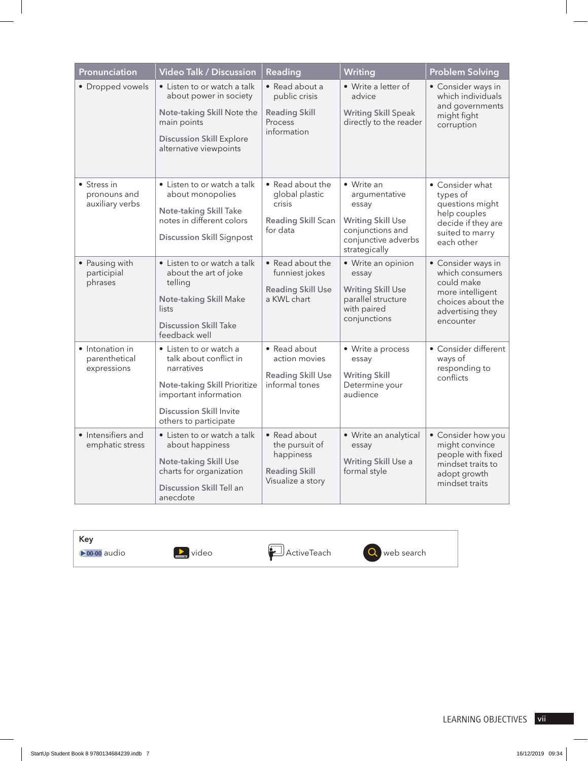| Pronunciation | Video Talk / Discussion | Reading | Writing | Problem Solving |
|---|---|---|---|---|
| • Dropped vowels | • Listen to or watch a talk about power in society<br><br>**Note-taking Skill** Note the main points<br><br>**Discussion Skill** Explore alternative viewpoints | • Read about a public crisis<br><br>**Reading Skill** Process information | • Write a letter of advice<br><br>**Writing Skill** Speak directly to the reader | • Consider ways in which individuals and governments might fight corruption |
| • Stress in pronouns and auxiliary verbs | • Listen to or watch a talk about monopolies<br><br>**Note-taking Skill** Take notes in different colors<br><br>**Discussion Skill** Signpost | • Read about the global plastic crisis<br><br>**Reading Skill** Scan for data | • Write an argumentative essay<br><br>**Writing Skill** Use conjunctions and conjunctive adverbs strategically | • Consider what types of questions might help couples decide if they are suited to marry each other |
| • Pausing with participial phrases | • Listen to or watch a talk about the art of joke telling<br><br>**Note-taking Skill** Make lists<br><br>**Discussion Skill** Take feedback well | • Read about the funniest jokes<br><br>**Reading Skill** Use a KWL chart | • Write an opinion essay<br><br>**Writing Skill** Use parallel structure with paired conjunctions | • Consider ways in which consumers could make more intelligent choices about the advertising they encounter |
| • Intonation in parenthetical expressions | • Listen to or watch a talk about conflict in narratives<br><br>**Note-taking Skill** Prioritize important information<br><br>**Discussion Skill** Invite others to participate | • Read about action movies<br><br>**Reading Skill** Use informal tones | • Write a process essay<br><br>**Writing Skill** Determine your audience | • Consider different ways of responding to conflicts |
| • Intensifiers and emphatic stress | • Listen to or watch a talk about happiness<br><br>**Note-taking Skill** Use charts for organization<br><br>**Discussion Skill** Tell an anecdote | • Read about the pursuit of happiness<br><br>**Reading Skill** Visualize a story | • Write an analytical essay<br><br>**Writing Skill** Use a formal style | • Consider how you might convince people with fixed mindset traits to adopt growth mindset traits |

**Key**

00-00 audio video ActiveTeach web search